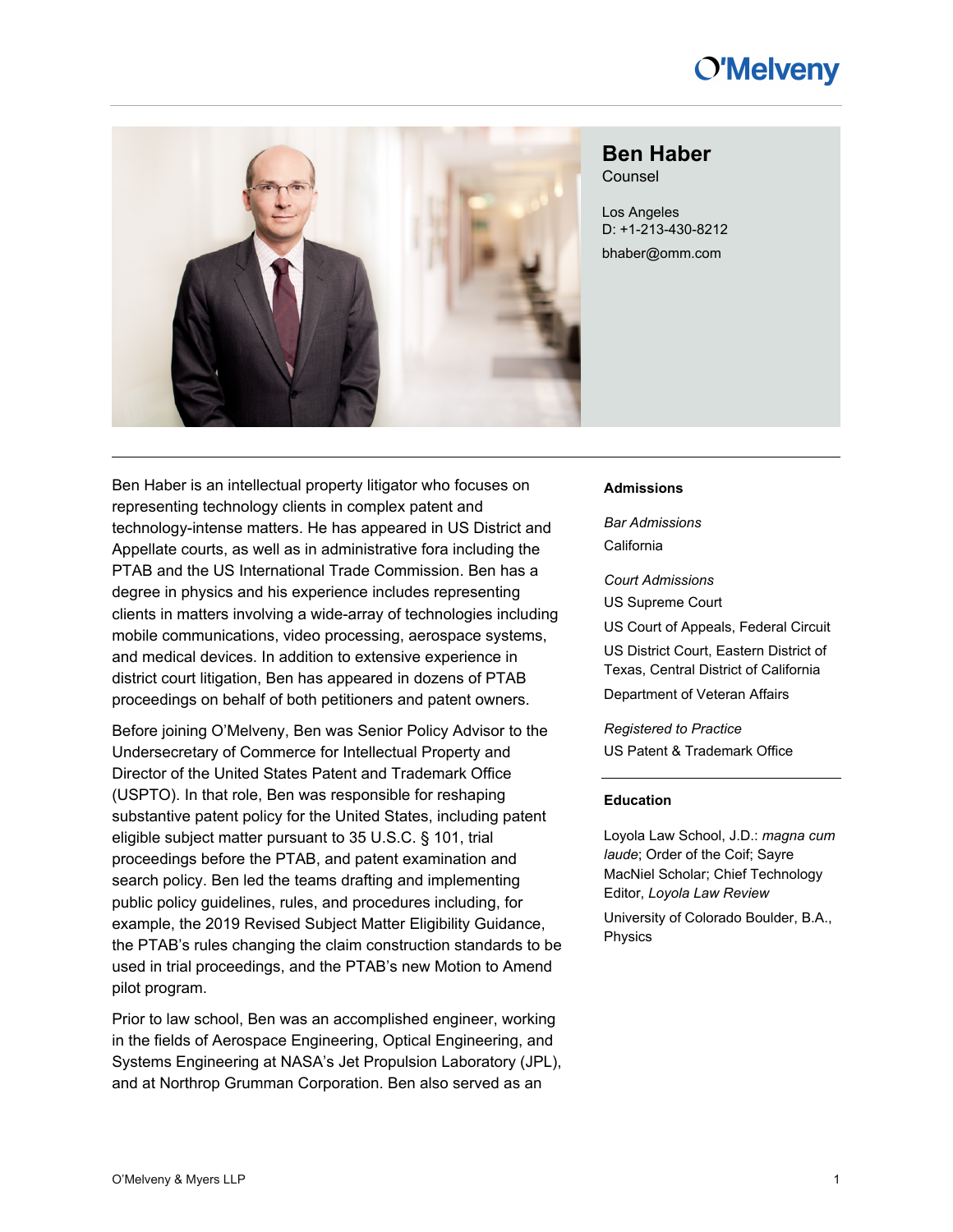# Ben Haber

Counsel

Los Angeles
D: +1-213-430-8212

bhaber@omm.com

Ben Haber is an intellectual property litigator who focuses on representing technology clients in complex patent and technology-intense matters. He has appeared in US District and Appellate courts, as well as in administrative fora including the PTAB and the US International Trade Commission. Ben has a degree in physics and his experience includes representing clients in matters involving a wide-array of technologies including mobile communications, video processing, aerospace systems, and medical devices. In addition to extensive experience in district court litigation, Ben has appeared in dozens of PTAB proceedings on behalf of both petitioners and patent owners.

Before joining O'Melveny, Ben was Senior Policy Advisor to the Undersecretary of Commerce for Intellectual Property and Director of the United States Patent and Trademark Office (USPTO). In that role, Ben was responsible for reshaping substantive patent policy for the United States, including patent eligible subject matter pursuant to 35 U.S.C. § 101, trial proceedings before the PTAB, and patent examination and search policy. Ben led the teams drafting and implementing public policy guidelines, rules, and procedures including, for example, the 2019 Revised Subject Matter Eligibility Guidance, the PTAB's rules changing the claim construction standards to be used in trial proceedings, and the PTAB's new Motion to Amend pilot program.

Prior to law school, Ben was an accomplished engineer, working in the fields of Aerospace Engineering, Optical Engineering, and Systems Engineering at NASA's Jet Propulsion Laboratory (JPL), and at Northrop Grumman Corporation. Ben also served as an

### Admissions

*Bar Admissions*

California

*Court Admissions*

US Supreme Court

US Court of Appeals, Federal Circuit

US District Court, Eastern District of Texas, Central District of California

Department of Veteran Affairs

*Registered to Practice*

US Patent & Trademark Office

### Education

Loyola Law School, J.D.: *magna cum laude*; Order of the Coif; Sayre MacNiel Scholar; Chief Technology Editor, *Loyola Law Review*

University of Colorado Boulder, B.A., Physics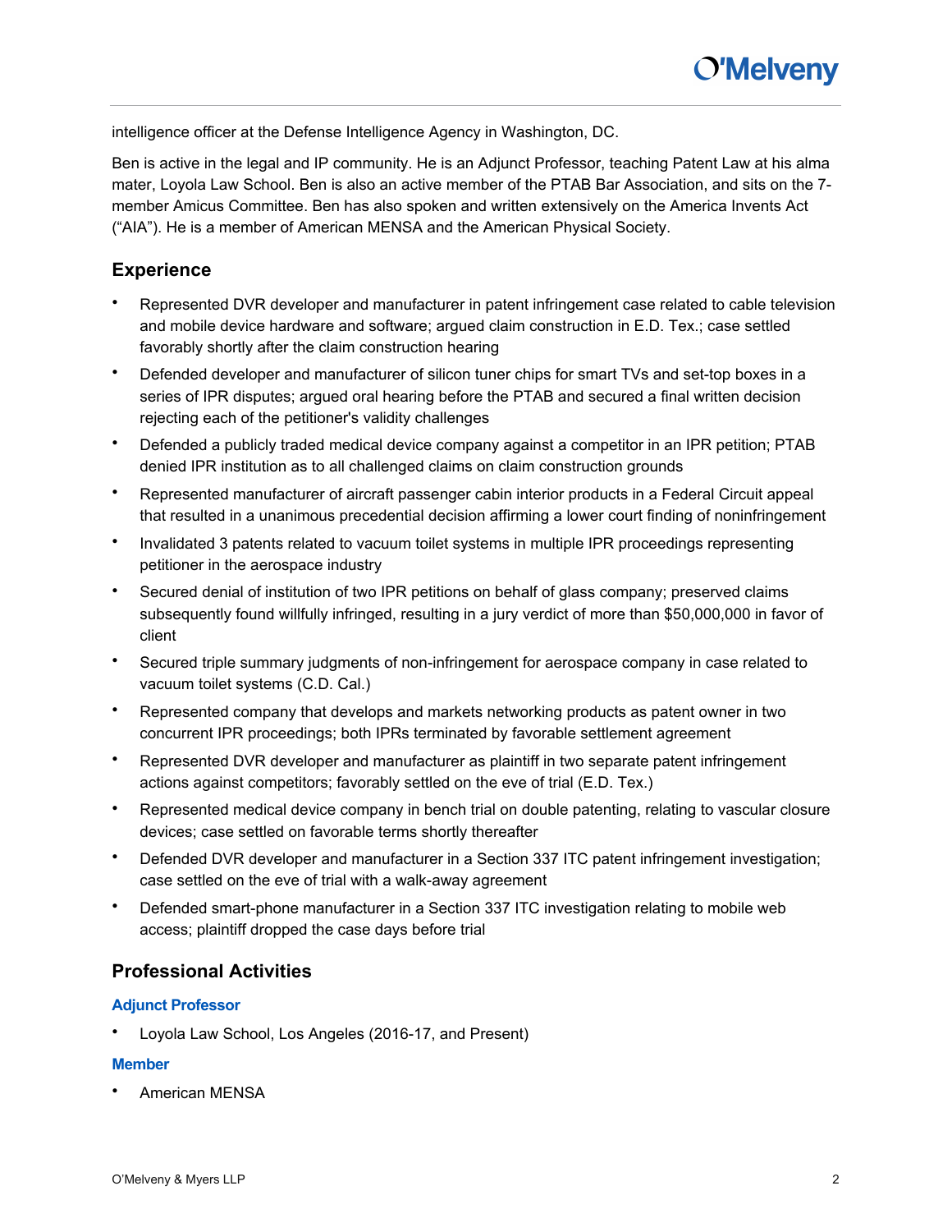intelligence officer at the Defense Intelligence Agency in Washington, DC.

Ben is active in the legal and IP community. He is an Adjunct Professor, teaching Patent Law at his alma mater, Loyola Law School. Ben is also an active member of the PTAB Bar Association, and sits on the 7-member Amicus Committee. Ben has also spoken and written extensively on the America Invents Act ("AIA"). He is a member of American MENSA and the American Physical Society.

## Experience

- Represented DVR developer and manufacturer in patent infringement case related to cable television and mobile device hardware and software; argued claim construction in E.D. Tex.; case settled favorably shortly after the claim construction hearing
- Defended developer and manufacturer of silicon tuner chips for smart TVs and set-top boxes in a series of IPR disputes; argued oral hearing before the PTAB and secured a final written decision rejecting each of the petitioner's validity challenges
- Defended a publicly traded medical device company against a competitor in an IPR petition; PTAB denied IPR institution as to all challenged claims on claim construction grounds
- Represented manufacturer of aircraft passenger cabin interior products in a Federal Circuit appeal that resulted in a unanimous precedential decision affirming a lower court finding of noninfringement
- Invalidated 3 patents related to vacuum toilet systems in multiple IPR proceedings representing petitioner in the aerospace industry
- Secured denial of institution of two IPR petitions on behalf of glass company; preserved claims subsequently found willfully infringed, resulting in a jury verdict of more than $50,000,000 in favor of client
- Secured triple summary judgments of non-infringement for aerospace company in case related to vacuum toilet systems (C.D. Cal.)
- Represented company that develops and markets networking products as patent owner in two concurrent IPR proceedings; both IPRs terminated by favorable settlement agreement
- Represented DVR developer and manufacturer as plaintiff in two separate patent infringement actions against competitors; favorably settled on the eve of trial (E.D. Tex.)
- Represented medical device company in bench trial on double patenting, relating to vascular closure devices; case settled on favorable terms shortly thereafter
- Defended DVR developer and manufacturer in a Section 337 ITC patent infringement investigation; case settled on the eve of trial with a walk-away agreement
- Defended smart-phone manufacturer in a Section 337 ITC investigation relating to mobile web access; plaintiff dropped the case days before trial

## Professional Activities

### Adjunct Professor

- Loyola Law School, Los Angeles (2016-17, and Present)

### Member

- American MENSA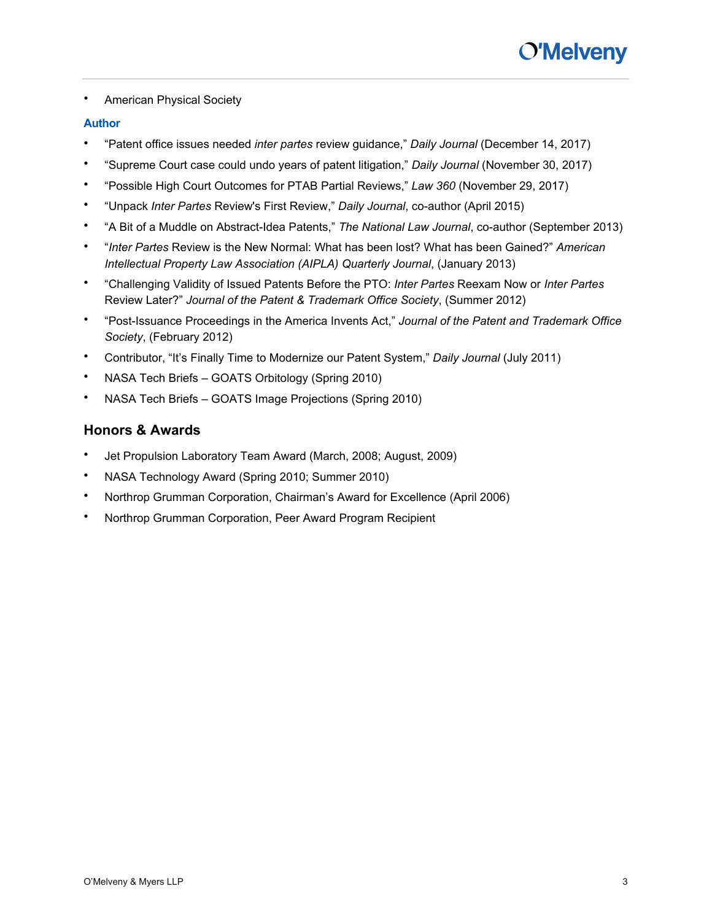- American Physical Society

### Author

- "Patent office issues needed *inter partes* review guidance," *Daily Journal* (December 14, 2017)
- "Supreme Court case could undo years of patent litigation," *Daily Journal* (November 30, 2017)
- "Possible High Court Outcomes for PTAB Partial Reviews," *Law 360* (November 29, 2017)
- "Unpack *Inter Partes* Review's First Review," *Daily Journal*, co-author (April 2015)
- "A Bit of a Muddle on Abstract-Idea Patents," *The National Law Journal*, co-author (September 2013)
- "*Inter Partes* Review is the New Normal: What has been lost? What has been Gained?" *American Intellectual Property Law Association (AIPLA) Quarterly Journal*, (January 2013)
- "Challenging Validity of Issued Patents Before the PTO: *Inter Partes* Reexam Now or *Inter Partes* Review Later?" *Journal of the Patent & Trademark Office Society*, (Summer 2012)
- "Post-Issuance Proceedings in the America Invents Act," *Journal of the Patent and Trademark Office Society*, (February 2012)
- Contributor, "It's Finally Time to Modernize our Patent System," *Daily Journal* (July 2011)
- NASA Tech Briefs – GOATS Orbitology (Spring 2010)
- NASA Tech Briefs – GOATS Image Projections (Spring 2010)

## Honors & Awards

- Jet Propulsion Laboratory Team Award (March, 2008; August, 2009)
- NASA Technology Award (Spring 2010; Summer 2010)
- Northrop Grumman Corporation, Chairman's Award for Excellence (April 2006)
- Northrop Grumman Corporation, Peer Award Program Recipient